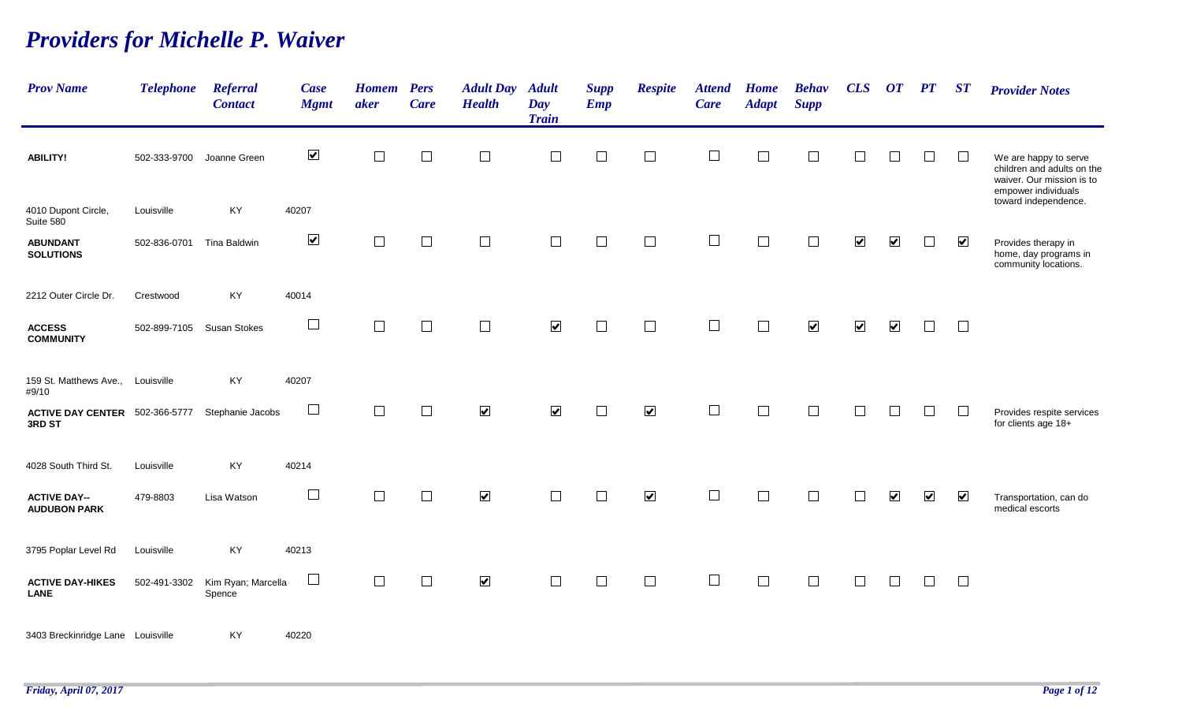# *Providers for Michelle P. Waiver*

| Prov Name | Telephone | Referral Contact | Case Mgmt | Homemaker | Pers Care | Adult Day Health | Adult Day Train | Supp Emp | Respite | Attend Care | Home Adapt | Behav Supp | CLS | OT | PT | ST | Provider Notes |
|---|---|---|---|---|---|---|---|---|---|---|---|---|---|---|---|---|---|
| **ABILITY!** | 502-333-9700 | Joanne Green | ☑ | ☐ | ☐ | ☐ | ☐ | ☐ | ☐ | ☐ | ☐ | ☐ | ☐ | ☐ | ☐ | ☐ | We are happy to serve children and adults on the waiver. Our mission is to empower individuals toward independence. |
| 4010 Dupont Circle, Suite 580 | Louisville | KY | 40207 | | | | | | | | | | | | | | |
| **ABUNDANT SOLUTIONS** | 502-836-0701 | Tina Baldwin | ☑ | ☐ | ☐ | ☐ | ☐ | ☐ | ☐ | ☐ | ☐ | ☐ | ☑ | ☑ | ☐ | ☑ | Provides therapy in home, day programs in community locations. |
| 2212 Outer Circle Dr. | Crestwood | KY | 40014 | | | | | | | | | | | | | | |
| **ACCESS COMMUNITY** | 502-899-7105 | Susan Stokes | ☐ | ☐ | ☐ | ☐ | ☑ | ☐ | ☐ | ☐ | ☐ | ☑ | ☑ | ☑ | ☐ | ☐ | |
| 159 St. Matthews Ave., #9/10 | Louisville | KY | 40207 | | | | | | | | | | | | | | |
| **ACTIVE DAY CENTER 3RD ST** | 502-366-5777 | Stephanie Jacobs | ☐ | ☐ | ☐ | ☑ | ☑ | ☐ | ☑ | ☐ | ☐ | ☐ | ☐ | ☐ | ☐ | ☐ | Provides respite services for clients age 18+ |
| 4028 South Third St. | Louisville | KY | 40214 | | | | | | | | | | | | | | |
| **ACTIVE DAY--AUDUBON PARK** | 479-8803 | Lisa Watson | ☐ | ☐ | ☐ | ☑ | ☐ | ☐ | ☑ | ☐ | ☐ | ☐ | ☐ | ☑ | ☑ | ☑ | Transportation, can do medical escorts |
| 3795 Poplar Level Rd | Louisville | KY | 40213 | | | | | | | | | | | | | | |
| **ACTIVE DAY-HIKES LANE** | 502-491-3302 | Kim Ryan; Marcella Spence | ☐ | ☐ | ☐ | ☑ | ☐ | ☐ | ☐ | ☐ | ☐ | ☐ | ☐ | ☐ | ☐ | ☐ | |
| 3403 Breckinridge Lane | Louisville | KY | 40220 | | | | | | | | | | | | | | |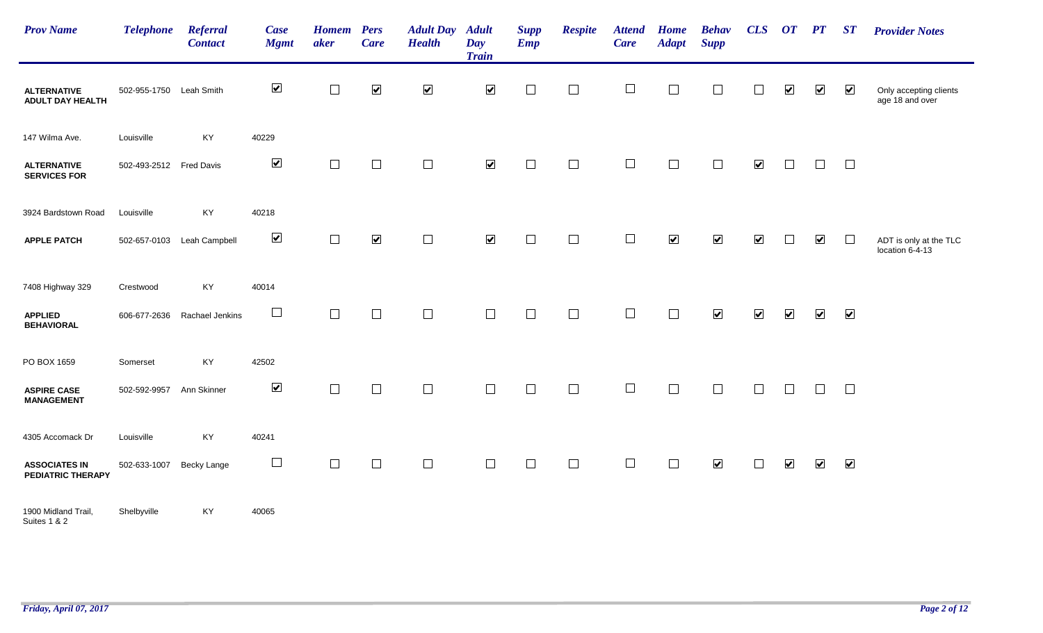| Prov Name | Telephone | Referral Contact | Case Mgmt | Homemaker | Pers Care | Adult Day Health | Adult Day Train | Supp Emp | Respite | Attend Care | Home Adapt | Behav Supp | CLS | OT | PT | ST | Provider Notes |
|---|---|---|---|---|---|---|---|---|---|---|---|---|---|---|---|---|---|
| **ALTERNATIVE ADULT DAY HEALTH** | 502-955-1750 | Leah Smith | ☑ | ☐ | ☑ | ☑ | ☑ | ☐ | ☐ | ☐ | ☐ | ☐ | ☐ | ☑ | ☑ | ☑ | Only accepting clients age 18 and over |
| 147 Wilma Ave. | Louisville | KY | 40229 | | | | | | | | | | | | | | |
| **ALTERNATIVE SERVICES FOR** | 502-493-2512 | Fred Davis | ☑ | ☐ | ☐ | ☐ | ☑ | ☐ | ☐ | ☐ | ☐ | ☐ | ☑ | ☐ | ☐ | ☐ | |
| 3924 Bardstown Road | Louisville | KY | 40218 | | | | | | | | | | | | | | |
| **APPLE PATCH** | 502-657-0103 | Leah Campbell | ☑ | ☐ | ☑ | ☐ | ☑ | ☐ | ☐ | ☐ | ☑ | ☑ | ☑ | ☐ | ☑ | ☐ | ADT is only at the TLC location 6-4-13 |
| 7408 Highway 329 | Crestwood | KY | 40014 | | | | | | | | | | | | | | |
| **APPLIED BEHAVIORAL** | 606-677-2636 | Rachael Jenkins | ☐ | ☐ | ☐ | ☐ | ☐ | ☐ | ☐ | ☐ | ☐ | ☑ | ☑ | ☑ | ☑ | ☑ | |
| PO BOX 1659 | Somerset | KY | 42502 | | | | | | | | | | | | | | |
| **ASPIRE CASE MANAGEMENT** | 502-592-9957 | Ann Skinner | ☑ | ☐ | ☐ | ☐ | ☐ | ☐ | ☐ | ☐ | ☐ | ☐ | ☐ | ☐ | ☐ | ☐ | |
| 4305 Accomack Dr | Louisville | KY | 40241 | | | | | | | | | | | | | | |
| **ASSOCIATES IN PEDIATRIC THERAPY** | 502-633-1007 | Becky Lange | ☐ | ☐ | ☐ | ☐ | ☐ | ☐ | ☐ | ☐ | ☐ | ☑ | ☐ | ☑ | ☑ | ☑ | |
| 1900 Midland Trail, Suites 1 & 2 | Shelbyville | KY | 40065 | | | | | | | | | | | | | | |

*Friday, April 07, 2017*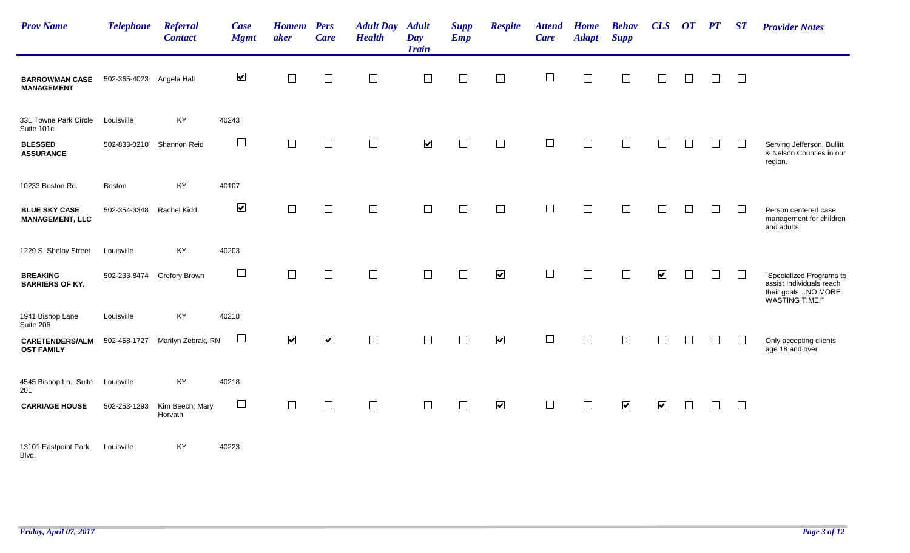| Prov Name | Telephone | Referral Contact | Case Mgmt | Homemaker | Pers Care | Adult Day Health | Adult Day Train | Supp Emp | Respite | Attend Care | Home Adapt | Behav Supp | CLS | OT | PT | ST | Provider Notes |
|---|---|---|---|---|---|---|---|---|---|---|---|---|---|---|---|---|---|
| **BARROWMAN CASE MANAGEMENT** | 502-365-4023 | Angela Hall | ☑ | ☐ | ☐ | ☐ | ☐ | ☐ | ☐ | ☐ | ☐ | ☐ | ☐ | ☐ | ☐ | ☐ | |
| 331 Towne Park Circle Suite 101c | Louisville | KY | 40243 | | | | | | | | | | | | | | |
| **BLESSED ASSURANCE** | 502-833-0210 | Shannon Reid | ☐ | ☐ | ☐ | ☐ | ☑ | ☐ | ☐ | ☐ | ☐ | ☐ | ☐ | ☐ | ☐ | ☐ | Serving Jefferson, Bullitt & Nelson Counties in our region. |
| 10233 Boston Rd. | Boston | KY | 40107 | | | | | | | | | | | | | | |
| **BLUE SKY CASE MANAGEMENT, LLC** | 502-354-3348 | Rachel Kidd | ☑ | ☐ | ☐ | ☐ | ☐ | ☐ | ☐ | ☐ | ☐ | ☐ | ☐ | ☐ | ☐ | ☐ | Person centered case management for children and adults. |
| 1229 S. Shelby Street | Louisville | KY | 40203 | | | | | | | | | | | | | | |
| **BREAKING BARRIERS OF KY,** | 502-233-8474 | Grefory Brown | ☐ | ☐ | ☐ | ☐ | ☐ | ☐ | ☑ | ☐ | ☐ | ☐ | ☑ | ☐ | ☐ | ☐ | "Specialized Programs to assist Individuals reach their goals…NO MORE WASTING TIME!" |
| 1941 Bishop Lane Suite 206 | Louisville | KY | 40218 | | | | | | | | | | | | | | |
| **CARETENDERS/ALMOST FAMILY** | 502-458-1727 | Marilyn Zebrak, RN | ☐ | ☑ | ☑ | ☐ | ☐ | ☐ | ☑ | ☐ | ☐ | ☐ | ☐ | ☐ | ☐ | ☐ | Only accepting clients age 18 and over |
| 4545 Bishop Ln., Suite 201 | Louisville | KY | 40218 | | | | | | | | | | | | | | |
| **CARRIAGE HOUSE** | 502-253-1293 | Kim Beech; Mary Horvath | ☐ | ☐ | ☐ | ☐ | ☐ | ☐ | ☑ | ☐ | ☐ | ☑ | ☑ | ☐ | ☐ | ☐ | |
| 13101 Eastpoint Park Blvd. | Louisville | KY | 40223 | | | | | | | | | | | | | | |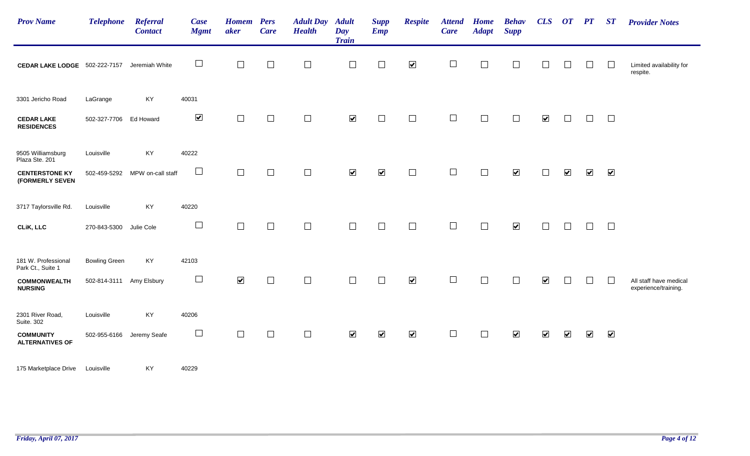| Prov Name | Telephone | Referral Contact | Case Mgmt | Homemaker | Pers Care | Adult Day Health | Adult Day Train | Supp Emp | Respite | Attend Care | Home Adapt | Behav Supp | CLS | OT | PT | ST | Provider Notes |
|---|---|---|---|---|---|---|---|---|---|---|---|---|---|---|---|---|---|
| **CEDAR LAKE LODGE** | 502-222-7157 | Jeremiah White | ☐ | ☐ | ☐ | ☐ | ☐ | ☐ | ☑ | ☐ | ☐ | ☐ | ☐ | ☐ | ☐ | ☐ | Limited availability for respite. |
| 3301 Jericho Road | LaGrange | KY | 40031 | | | | | | | | | | | | | | |
| **CEDAR LAKE RESIDENCES** | 502-327-7706 | Ed Howard | ☑ | ☐ | ☐ | ☐ | ☑ | ☐ | ☐ | ☐ | ☐ | ☐ | ☑ | ☐ | ☐ | ☐ | |
| 9505 Williamsburg Plaza Ste. 201 | Louisville | KY | 40222 | | | | | | | | | | | | | | |
| **CENTERSTONE KY (FORMERLY SEVEN** | 502-459-5292 | MPW on-call staff | ☐ | ☐ | ☐ | ☐ | ☑ | ☑ | ☐ | ☐ | ☐ | ☑ | ☐ | ☑ | ☑ | ☑ | |
| 3717 Taylorsville Rd. | Louisville | KY | 40220 | | | | | | | | | | | | | | |
| **CLiK, LLC** | 270-843-5300 | Julie Cole | ☐ | ☐ | ☐ | ☐ | ☐ | ☐ | ☐ | ☐ | ☐ | ☑ | ☐ | ☐ | ☐ | ☐ | |
| 181 W. Professional Park Ct., Suite 1 | Bowling Green | KY | 42103 | | | | | | | | | | | | | | |
| **COMMONWEALTH NURSING** | 502-814-3111 | Amy Elsbury | ☐ | ☑ | ☐ | ☐ | ☐ | ☐ | ☑ | ☐ | ☐ | ☐ | ☑ | ☐ | ☐ | ☐ | All staff have medical experience/training. |
| 2301 River Road, Suite. 302 | Louisville | KY | 40206 | | | | | | | | | | | | | | |
| **COMMUNITY ALTERNATIVES OF** | 502-955-6166 | Jeremy Seafe | ☐ | ☐ | ☐ | ☐ | ☑ | ☑ | ☑ | ☐ | ☐ | ☑ | ☑ | ☑ | ☑ | ☑ | |
| 175 Marketplace Drive | Louisville | KY | 40229 | | | | | | | | | | | | | | |

*Friday, April 07, 2017*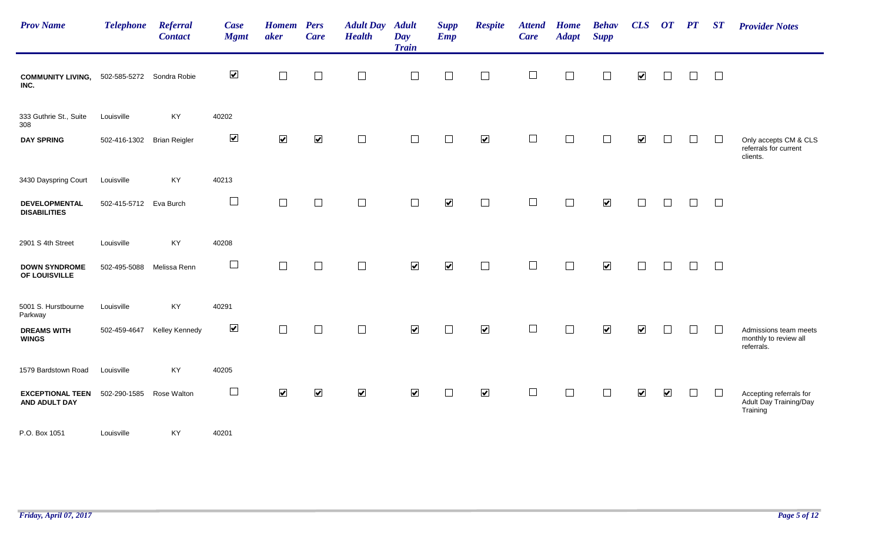| Prov Name | Telephone | Referral Contact | Case Mgmt | Homemaker | Pers Care | Adult Day Health | Adult Day Train | Supp Emp | Respite | Attend Care | Home Adapt | Behav Supp | CLS | OT | PT | ST | Provider Notes |
|---|---|---|---|---|---|---|---|---|---|---|---|---|---|---|---|---|---|
| **COMMUNITY LIVING, INC.** | 502-585-5272 | Sondra Robie | ☑ | ☐ | ☐ | ☐ | ☐ | ☐ | ☐ | ☐ | ☐ | ☐ | ☑ | ☐ | ☐ | ☐ | |
| 333 Guthrie St., Suite 308 | Louisville | KY | 40202 | | | | | | | | | | | | | | |
| **DAY SPRING** | 502-416-1302 | Brian Reigler | ☑ | ☑ | ☑ | ☐ | ☐ | ☐ | ☑ | ☐ | ☐ | ☐ | ☑ | ☐ | ☐ | ☐ | Only accepts CM & CLS referrals for current clients. |
| 3430 Dayspring Court | Louisville | KY | 40213 | | | | | | | | | | | | | | |
| **DEVELOPMENTAL DISABILITIES** | 502-415-5712 | Eva Burch | ☐ | ☐ | ☐ | ☐ | ☐ | ☑ | ☐ | ☐ | ☐ | ☑ | ☐ | ☐ | ☐ | ☐ | |
| 2901 S 4th Street | Louisville | KY | 40208 | | | | | | | | | | | | | | |
| **DOWN SYNDROME OF LOUISVILLE** | 502-495-5088 | Melissa Renn | ☐ | ☐ | ☐ | ☐ | ☑ | ☑ | ☐ | ☐ | ☐ | ☑ | ☐ | ☐ | ☐ | ☐ | |
| 5001 S. Hurstbourne Parkway | Louisville | KY | 40291 | | | | | | | | | | | | | | |
| **DREAMS WITH WINGS** | 502-459-4647 | Kelley Kennedy | ☑ | ☐ | ☐ | ☐ | ☑ | ☐ | ☑ | ☐ | ☐ | ☑ | ☑ | ☐ | ☐ | ☐ | Admissions team meets monthly to review all referrals. |
| 1579 Bardstown Road | Louisville | KY | 40205 | | | | | | | | | | | | | | |
| **EXCEPTIONAL TEEN AND ADULT DAY** | 502-290-1585 | Rose Walton | ☐ | ☑ | ☑ | ☑ | ☑ | ☐ | ☑ | ☐ | ☐ | ☐ | ☑ | ☑ | ☐ | ☐ | Accepting referrals for Adult Day Training/Day Training |
| P.O. Box 1051 | Louisville | KY | 40201 | | | | | | | | | | | | | | |

*Friday, April 07, 2017*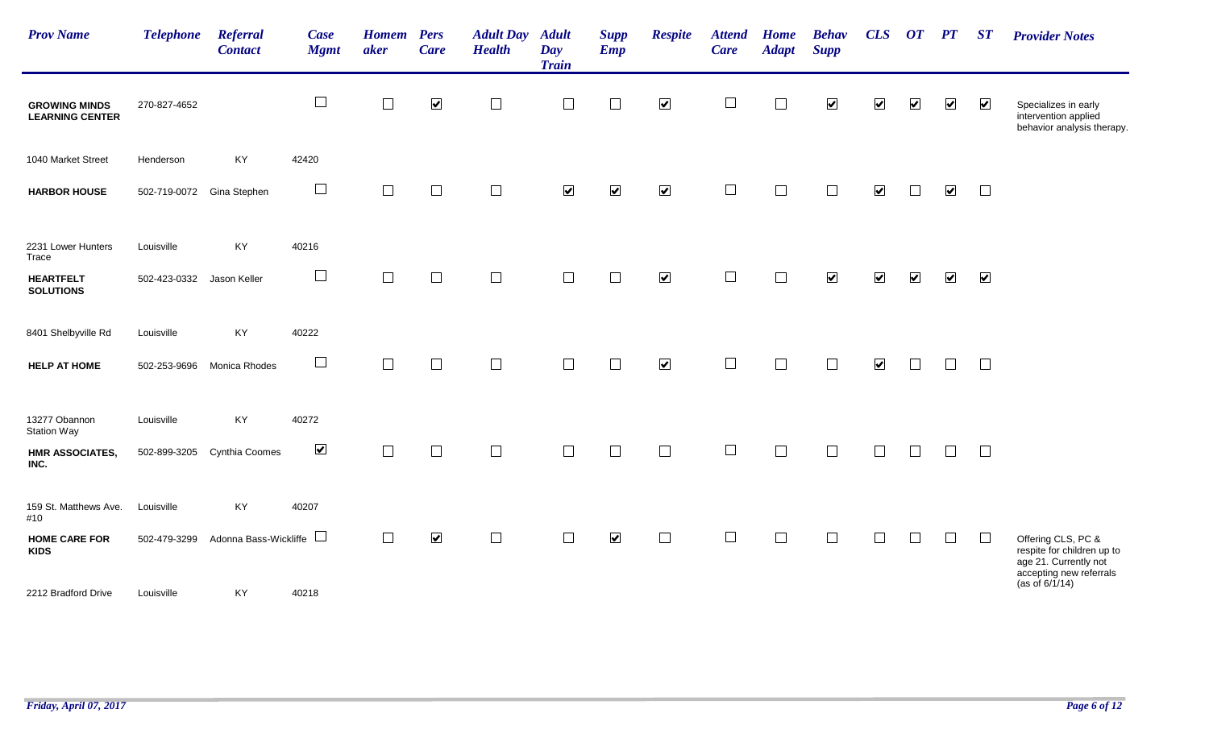| Prov Name | Telephone | Referral Contact | Case Mgmt | Homemaker | Pers Care | Adult Day Health | Adult Day Train | Supp Emp | Respite | Attend Care | Home Adapt | Behav Supp | CLS | OT | PT | ST | Provider Notes |
|---|---|---|---|---|---|---|---|---|---|---|---|---|---|---|---|---|---|
| **GROWING MINDS LEARNING CENTER** | 270-827-4652 | | ☐ | ☐ | ☑ | ☐ | ☐ | ☐ | ☑ | ☐ | ☐ | ☑ | ☑ | ☑ | ☑ | ☑ | Specializes in early intervention applied behavior analysis therapy. |
| 1040 Market Street | Henderson | KY | 42420 | | | | | | | | | | | | | | |
| **HARBOR HOUSE** | 502-719-0072 | Gina Stephen | ☐ | ☐ | ☐ | ☐ | ☑ | ☑ | ☑ | ☐ | ☐ | ☐ | ☑ | ☐ | ☑ | ☐ | |
| 2231 Lower Hunters Trace | Louisville | KY | 40216 | | | | | | | | | | | | | | |
| **HEARTFELT SOLUTIONS** | 502-423-0332 | Jason Keller | ☐ | ☐ | ☐ | ☐ | ☐ | ☐ | ☑ | ☐ | ☐ | ☑ | ☑ | ☑ | ☑ | ☑ | |
| 8401 Shelbyville Rd | Louisville | KY | 40222 | | | | | | | | | | | | | | |
| **HELP AT HOME** | 502-253-9696 | Monica Rhodes | ☐ | ☐ | ☐ | ☐ | ☐ | ☐ | ☑ | ☐ | ☐ | ☐ | ☑ | ☐ | ☐ | ☐ | |
| 13277 Obannon Station Way | Louisville | KY | 40272 | | | | | | | | | | | | | | |
| **HMR ASSOCIATES, INC.** | 502-899-3205 | Cynthia Coomes | ☑ | ☐ | ☐ | ☐ | ☐ | ☐ | ☐ | ☐ | ☐ | ☐ | ☐ | ☐ | ☐ | ☐ | |
| 159 St. Matthews Ave. #10 | Louisville | KY | 40207 | | | | | | | | | | | | | | |
| **HOME CARE FOR KIDS** | 502-479-3299 | Adonna Bass-Wickliffe | ☐ | ☐ | ☑ | ☐ | ☐ | ☑ | ☐ | ☐ | ☐ | ☐ | ☐ | ☐ | ☐ | ☐ | Offering CLS, PC & respite for children up to age 21. Currently not accepting new referrals (as of 6/1/14) |
| 2212 Bradford Drive | Louisville | KY | 40218 | | | | | | | | | | | | | | |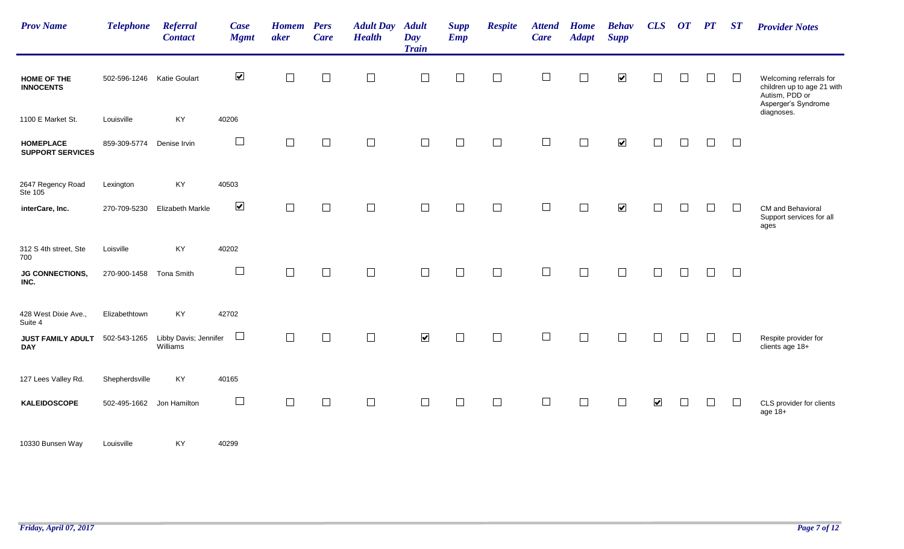| Prov Name | Telephone | Referral Contact | Case Mgmt | Homemaker | Pers Care | Adult Day Health | Adult Day Train | Supp Emp | Respite | Attend Care | Home Adapt | Behav Supp | CLS | OT | PT | ST | Provider Notes |
|---|---|---|---|---|---|---|---|---|---|---|---|---|---|---|---|---|---|
| **HOME OF THE INNOCENTS** | 502-596-1246 | Katie Goulart | ☑ | ☐ | ☐ | ☐ | ☐ | ☐ | ☐ | ☐ | ☐ | ☑ | ☐ | ☐ | ☐ | ☐ | Welcoming referrals for children up to age 21 with Autism, PDD or Asperger's Syndrome diagnoses. |
| 1100 E Market St. | Louisville | KY | 40206 | | | | | | | | | | | | | | |
| **HOMEPLACE SUPPORT SERVICES** | 859-309-5774 | Denise Irvin | ☐ | ☐ | ☐ | ☐ | ☐ | ☐ | ☐ | ☐ | ☐ | ☑ | ☐ | ☐ | ☐ | ☐ | |
| 2647 Regency Road Ste 105 | Lexington | KY | 40503 | | | | | | | | | | | | | | |
| **interCare, Inc.** | 270-709-5230 | Elizabeth Markle | ☑ | ☐ | ☐ | ☐ | ☐ | ☐ | ☐ | ☐ | ☐ | ☑ | ☐ | ☐ | ☐ | ☐ | CM and Behavioral Support services for all ages |
| 312 S 4th street, Ste 700 | Loisville | KY | 40202 | | | | | | | | | | | | | | |
| **JG CONNECTIONS, INC.** | 270-900-1458 | Tona Smith | ☐ | ☐ | ☐ | ☐ | ☐ | ☐ | ☐ | ☐ | ☐ | ☐ | ☐ | ☐ | ☐ | ☐ | |
| 428 West Dixie Ave., Suite 4 | Elizabethtown | KY | 42702 | | | | | | | | | | | | | | |
| **JUST FAMILY ADULT DAY** | 502-543-1265 | Libby Davis; Jennifer Williams | ☐ | ☐ | ☐ | ☐ | ☑ | ☐ | ☐ | ☐ | ☐ | ☐ | ☐ | ☐ | ☐ | ☐ | Respite provider for clients age 18+ |
| 127 Lees Valley Rd. | Shepherdsville | KY | 40165 | | | | | | | | | | | | | | |
| **KALEIDOSCOPE** | 502-495-1662 | Jon Hamilton | ☐ | ☐ | ☐ | ☐ | ☐ | ☐ | ☐ | ☐ | ☐ | ☐ | ☑ | ☐ | ☐ | ☐ | CLS provider for clients age 18+ |
| 10330 Bunsen Way | Louisville | KY | 40299 | | | | | | | | | | | | | | |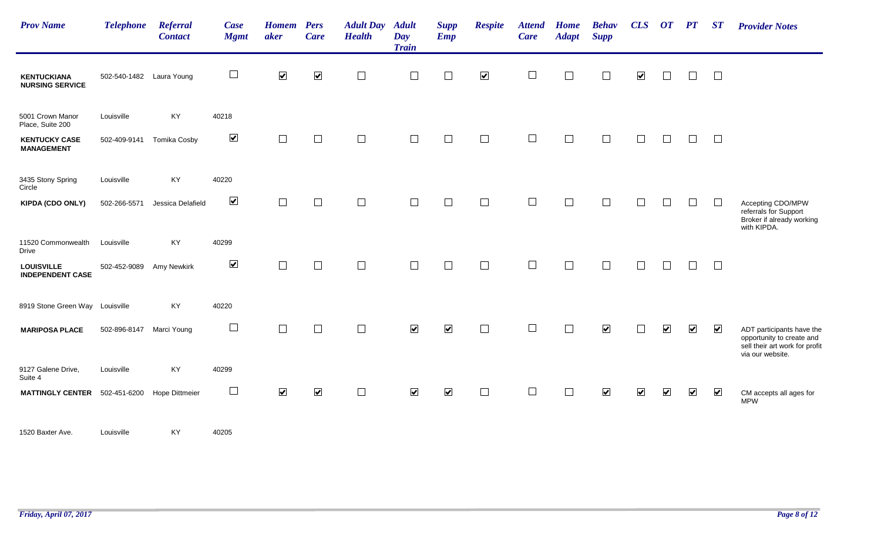| Prov Name | Telephone | Referral Contact | Case Mgmt | Homemaker | Pers Care | Adult Day Health | Adult Day Train | Supp Emp | Respite | Attend Care | Home Adapt | Behav Supp | CLS | OT | PT | ST | Provider Notes |
|---|---|---|---|---|---|---|---|---|---|---|---|---|---|---|---|---|---|
| **KENTUCKIANA NURSING SERVICE** | 502-540-1482 | Laura Young | ☐ | ☑ | ☑ | ☐ | ☐ | ☐ | ☑ | ☐ | ☐ | ☐ | ☑ | ☐ | ☐ | ☐ | |
| 5001 Crown Manor Place, Suite 200 | Louisville | KY | 40218 | | | | | | | | | | | | | | |
| **KENTUCKY CASE MANAGEMENT** | 502-409-9141 | Tomika Cosby | ☑ | ☐ | ☐ | ☐ | ☐ | ☐ | ☐ | ☐ | ☐ | ☐ | ☐ | ☐ | ☐ | ☐ | |
| 3435 Stony Spring Circle | Louisville | KY | 40220 | | | | | | | | | | | | | | |
| **KIPDA (CDO ONLY)** | 502-266-5571 | Jessica Delafield | ☑ | ☐ | ☐ | ☐ | ☐ | ☐ | ☐ | ☐ | ☐ | ☐ | ☐ | ☐ | ☐ | ☐ | Accepting CDO/MPW referrals for Support Broker if already working with KIPDA. |
| 11520 Commonwealth Drive | Louisville | KY | 40299 | | | | | | | | | | | | | | |
| **LOUISVILLE INDEPENDENT CASE** | 502-452-9089 | Amy Newkirk | ☑ | ☐ | ☐ | ☐ | ☐ | ☐ | ☐ | ☐ | ☐ | ☐ | ☐ | ☐ | ☐ | ☐ | |
| 8919 Stone Green Way | Louisville | KY | 40220 | | | | | | | | | | | | | | |
| **MARIPOSA PLACE** | 502-896-8147 | Marci Young | ☐ | ☐ | ☐ | ☐ | ☑ | ☑ | ☐ | ☐ | ☐ | ☑ | ☐ | ☑ | ☑ | ☑ | ADT participants have the opportunity to create and sell their art work for profit via our website. |
| 9127 Galene Drive, Suite 4 | Louisville | KY | 40299 | | | | | | | | | | | | | | |
| **MATTINGLY CENTER** | 502-451-6200 | Hope Dittmeier | ☐ | ☑ | ☑ | ☐ | ☑ | ☑ | ☐ | ☐ | ☐ | ☑ | ☑ | ☑ | ☑ | ☑ | CM accepts all ages for MPW |
| 1520 Baxter Ave. | Louisville | KY | 40205 | | | | | | | | | | | | | | |

*Friday, April 07, 2017*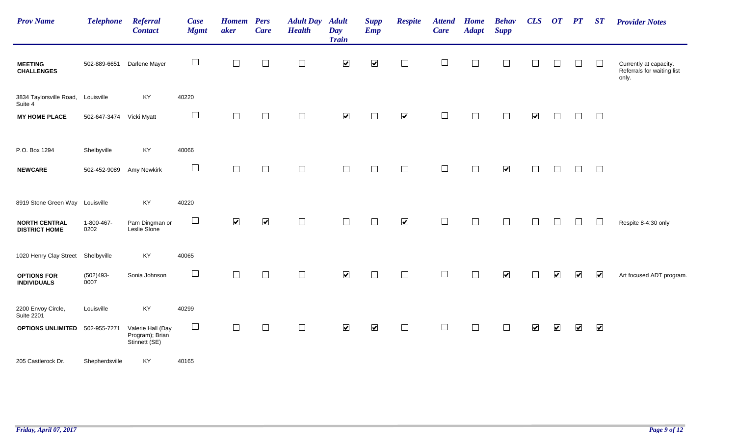| Prov Name | Telephone | Referral Contact | Case Mgmt | Homemaker | Pers Care | Adult Day Health | Adult Day Train | Supp Emp | Respite | Attend Care | Home Adapt | Behav Supp | CLS | OT | PT | ST | Provider Notes |
|---|---|---|---|---|---|---|---|---|---|---|---|---|---|---|---|---|---|
| **MEETING CHALLENGES** | 502-889-6651 | Darlene Mayer | ☐ | ☐ | ☐ | ☐ | ☑ | ☑ | ☐ | ☐ | ☐ | ☐ | ☐ | ☐ | ☐ | ☐ | Currently at capacity. Referrals for waiting list only. |
| 3834 Taylorsville Road, Suite 4 | Louisville | KY | 40220 | | | | | | | | | | | | | | |
| **MY HOME PLACE** | 502-647-3474 | Vicki Myatt | ☐ | ☐ | ☐ | ☐ | ☑ | ☐ | ☑ | ☐ | ☐ | ☐ | ☑ | ☐ | ☐ | ☐ | |
| P.O. Box 1294 | Shelbyville | KY | 40066 | | | | | | | | | | | | | | |
| **NEWCARE** | 502-452-9089 | Amy Newkirk | ☐ | ☐ | ☐ | ☐ | ☐ | ☐ | ☐ | ☐ | ☐ | ☑ | ☐ | ☐ | ☐ | ☐ | |
| 8919 Stone Green Way | Louisville | KY | 40220 | | | | | | | | | | | | | | |
| **NORTH CENTRAL DISTRICT HOME** | 1-800-467-0202 | Pam Dingman or Leslie Slone | ☐ | ☑ | ☑ | ☐ | ☐ | ☐ | ☑ | ☐ | ☐ | ☐ | ☐ | ☐ | ☐ | ☐ | Respite 8-4:30 only |
| 1020 Henry Clay Street | Shelbyville | KY | 40065 | | | | | | | | | | | | | | |
| **OPTIONS FOR INDIVIDUALS** | (502)493-0007 | Sonia Johnson | ☐ | ☐ | ☐ | ☐ | ☑ | ☐ | ☐ | ☐ | ☐ | ☑ | ☐ | ☑ | ☑ | ☑ | Art focused ADT program. |
| 2200 Envoy Circle, Suite 2201 | Louisville | KY | 40299 | | | | | | | | | | | | | | |
| **OPTIONS UNLIMITED** | 502-955-7271 | Valerie Hall (Day Program); Brian Stinnett (SE) | ☐ | ☐ | ☐ | ☐ | ☑ | ☑ | ☐ | ☐ | ☐ | ☐ | ☑ | ☑ | ☑ | ☑ | |
| 205 Castlerock Dr. | Shepherdsville | KY | 40165 | | | | | | | | | | | | | | |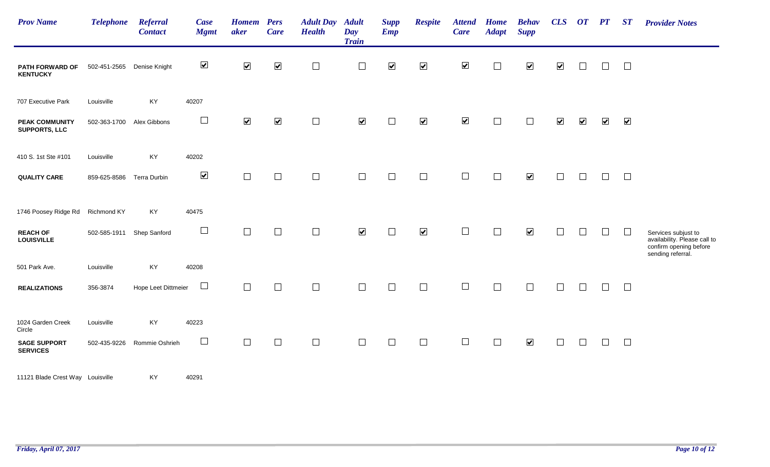| Prov Name | Telephone | Referral Contact | Case Mgmt | Homemaker | Pers Care | Adult Day Health | Adult Day Train | Supp Emp | Respite | Attend Care | Home Adapt | Behav Supp | CLS | OT | PT | ST | Provider Notes |
|---|---|---|---|---|---|---|---|---|---|---|---|---|---|---|---|---|---|
| **PATH FORWARD OF KENTUCKY** | 502-451-2565 | Denise Knight | ☑ | ☑ | ☑ | ☐ | ☐ | ☑ | ☑ | ☑ | ☐ | ☑ | ☑ | ☐ | ☐ | ☐ | |
| 707 Executive Park | Louisville | KY | 40207 | | | | | | | | | | | | | | |
| **PEAK COMMUNITY SUPPORTS, LLC** | 502-363-1700 | Alex Gibbons | ☐ | ☑ | ☑ | ☐ | ☑ | ☐ | ☑ | ☑ | ☐ | ☐ | ☑ | ☑ | ☑ | ☑ | |
| 410 S. 1st Ste #101 | Louisville | KY | 40202 | | | | | | | | | | | | | | |
| **QUALITY CARE** | 859-625-8586 | Terra Durbin | ☑ | ☐ | ☐ | ☐ | ☐ | ☐ | ☐ | ☐ | ☐ | ☑ | ☐ | ☐ | ☐ | ☐ | |
| 1746 Poosey Ridge Rd | Richmond KY | KY | 40475 | | | | | | | | | | | | | | |
| **REACH OF LOUISVILLE** | 502-585-1911 | Shep Sanford | ☐ | ☐ | ☐ | ☐ | ☑ | ☐ | ☑ | ☐ | ☐ | ☑ | ☐ | ☐ | ☐ | ☐ | Services subjust to availability. Please call to confirm opening before sending referral. |
| 501 Park Ave. | Louisville | KY | 40208 | | | | | | | | | | | | | | |
| **REALIZATIONS** | 356-3874 | Hope Leet Dittmeier | ☐ | ☐ | ☐ | ☐ | ☐ | ☐ | ☐ | ☐ | ☐ | ☐ | ☐ | ☐ | ☐ | ☐ | |
| 1024 Garden Creek Circle | Louisville | KY | 40223 | | | | | | | | | | | | | | |
| **SAGE SUPPORT SERVICES** | 502-435-9226 | Rommie Oshrieh | ☐ | ☐ | ☐ | ☐ | ☐ | ☐ | ☐ | ☐ | ☐ | ☑ | ☐ | ☐ | ☐ | ☐ | |
| 11121 Blade Crest Way | Louisville | KY | 40291 | | | | | | | | | | | | | | |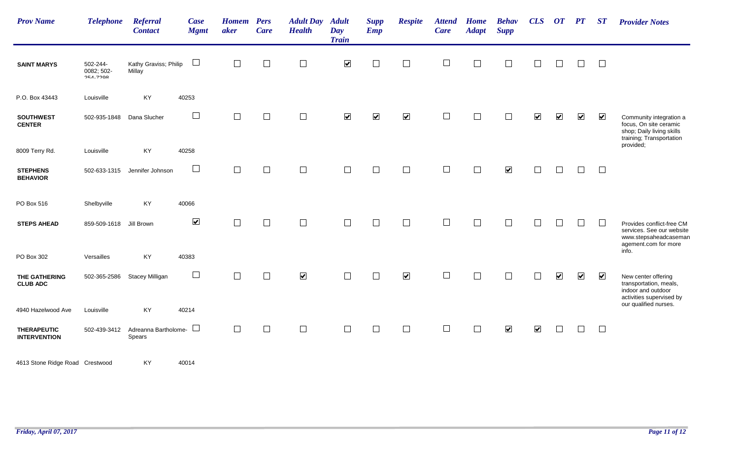| Prov Name | Telephone | Referral Contact | Case Mgmt | Homemaker | Pers Care | Adult Day Health | Adult Day Train | Supp Emp | Respite | Attend Care | Home Adapt | Behav Supp | CLS | OT | PT | ST | Provider Notes |
|---|---|---|---|---|---|---|---|---|---|---|---|---|---|---|---|---|---|
| **SAINT MARYS** | 502-244-0082; 502-254-7208 | Kathy Graviss; Philip Millay | ☐ | ☐ | ☐ | ☐ | ☑ | ☐ | ☐ | ☐ | ☐ | ☐ | ☐ | ☐ | ☐ | ☐ | |
| P.O. Box 43443 | Louisville | KY | 40253 | | | | | | | | | | | | | | |
| **SOUTHWEST CENTER** | 502-935-1848 | Dana Slucher | ☐ | ☐ | ☐ | ☐ | ☑ | ☑ | ☑ | ☐ | ☐ | ☐ | ☑ | ☑ | ☑ | ☑ | Community integration a focus, On site ceramic shop; Daily living skills training; Transportation provided; |
| 8009 Terry Rd. | Louisville | KY | 40258 | | | | | | | | | | | | | | |
| **STEPHENS BEHAVIOR** | 502-633-1315 | Jennifer Johnson | ☐ | ☐ | ☐ | ☐ | ☐ | ☐ | ☐ | ☐ | ☐ | ☑ | ☐ | ☐ | ☐ | ☐ | |
| PO Box 516 | Shelbyville | KY | 40066 | | | | | | | | | | | | | | |
| **STEPS AHEAD** | 859-509-1618 | Jill Brown | ☑ | ☐ | ☐ | ☐ | ☐ | ☐ | ☐ | ☐ | ☐ | ☐ | ☐ | ☐ | ☐ | ☐ | Provides conflict-free CM services. See our website www.stepsaheadcasemanagement.com for more info. |
| PO Box 302 | Versailles | KY | 40383 | | | | | | | | | | | | | | |
| **THE GATHERING CLUB ADC** | 502-365-2586 | Stacey Milligan | ☐ | ☐ | ☐ | ☑ | ☐ | ☐ | ☑ | ☐ | ☐ | ☐ | ☐ | ☑ | ☑ | ☑ | New center offering transportation, meals, indoor and outdoor activities supervised by our qualified nurses. |
| 4940 Hazelwood Ave | Louisville | KY | 40214 | | | | | | | | | | | | | | |
| **THERAPEUTIC INTERVENTION** | 502-439-3412 | Adreanna Bartholome-Spears | ☐ | ☐ | ☐ | ☐ | ☐ | ☐ | ☐ | ☐ | ☐ | ☑ | ☑ | ☐ | ☐ | ☐ | |
| 4613 Stone Ridge Road | Crestwood | KY | 40014 | | | | | | | | | | | | | | |

*Friday, April 07, 2017*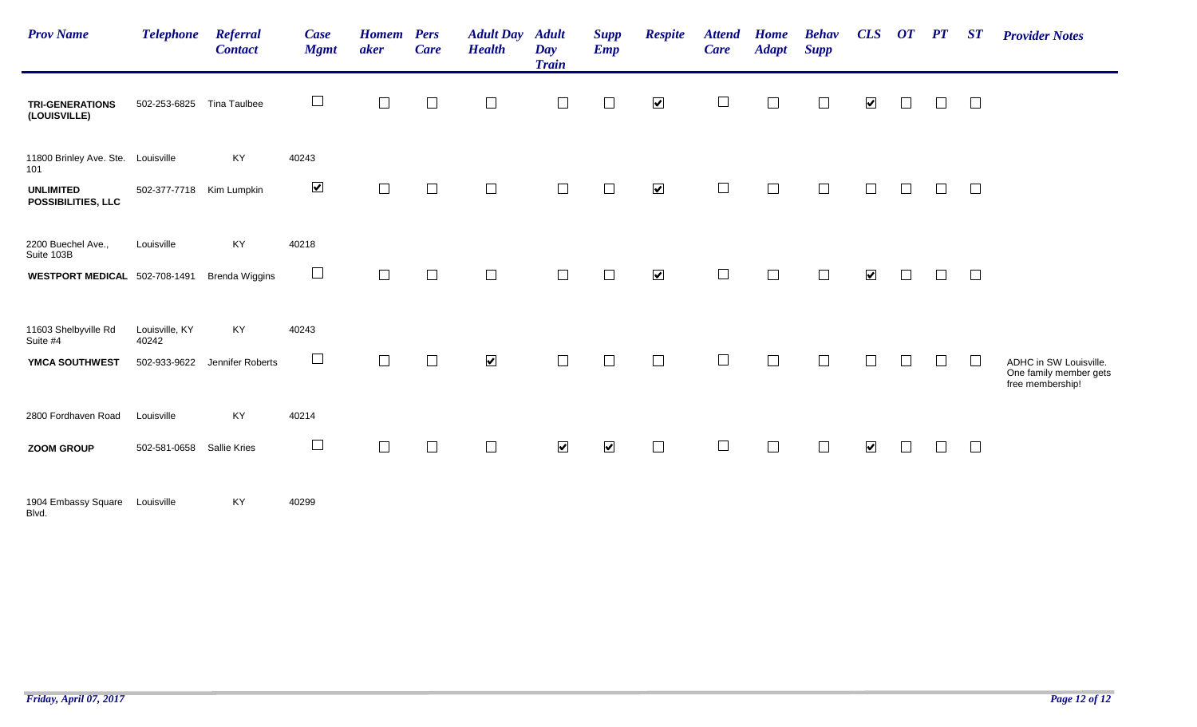| Prov Name | Telephone | Referral Contact | Case Mgmt | Homemaker | Pers Care | Adult Day Health | Adult Day Train | Supp Emp | Respite | Attend Care | Home Adapt | Behav Supp | CLS | OT | PT | ST | Provider Notes |
|---|---|---|---|---|---|---|---|---|---|---|---|---|---|---|---|---|---|
| **TRI-GENERATIONS (LOUISVILLE)** | 502-253-6825 | Tina Taulbee | ☐ | ☐ | ☐ | ☐ | ☐ | ☐ | ☑ | ☐ | ☐ | ☐ | ☑ | ☐ | ☐ | ☐ | |
| 11800 Brinley Ave. Ste. 101 | Louisville | KY | 40243 | | | | | | | | | | | | | | |
| **UNLIMITED POSSIBILITIES, LLC** | 502-377-7718 | Kim Lumpkin | ☑ | ☐ | ☐ | ☐ | ☐ | ☐ | ☑ | ☐ | ☐ | ☐ | ☐ | ☐ | ☐ | ☐ | |
| 2200 Buechel Ave., Suite 103B | Louisville | KY | 40218 | | | | | | | | | | | | | | |
| **WESTPORT MEDICAL** | 502-708-1491 | Brenda Wiggins | ☐ | ☐ | ☐ | ☐ | ☐ | ☐ | ☑ | ☐ | ☐ | ☐ | ☑ | ☐ | ☐ | ☐ | |
| 11603 Shelbyville Rd Suite #4 | Louisville, KY 40242 | KY | 40243 | | | | | | | | | | | | | | |
| **YMCA SOUTHWEST** | 502-933-9622 | Jennifer Roberts | ☐ | ☐ | ☐ | ☑ | ☐ | ☐ | ☐ | ☐ | ☐ | ☐ | ☐ | ☐ | ☐ | ☐ | ADHC in SW Louisville. One family member gets free membership! |
| 2800 Fordhaven Road | Louisville | KY | 40214 | | | | | | | | | | | | | | |
| **ZOOM GROUP** | 502-581-0658 | Sallie Kries | ☐ | ☐ | ☐ | ☐ | ☑ | ☑ | ☐ | ☐ | ☐ | ☐ | ☑ | ☐ | ☐ | ☐ | |
| 1904 Embassy Square Blvd. | Louisville | KY | 40299 | | | | | | | | | | | | | | |

*Friday, April 07, 2017*